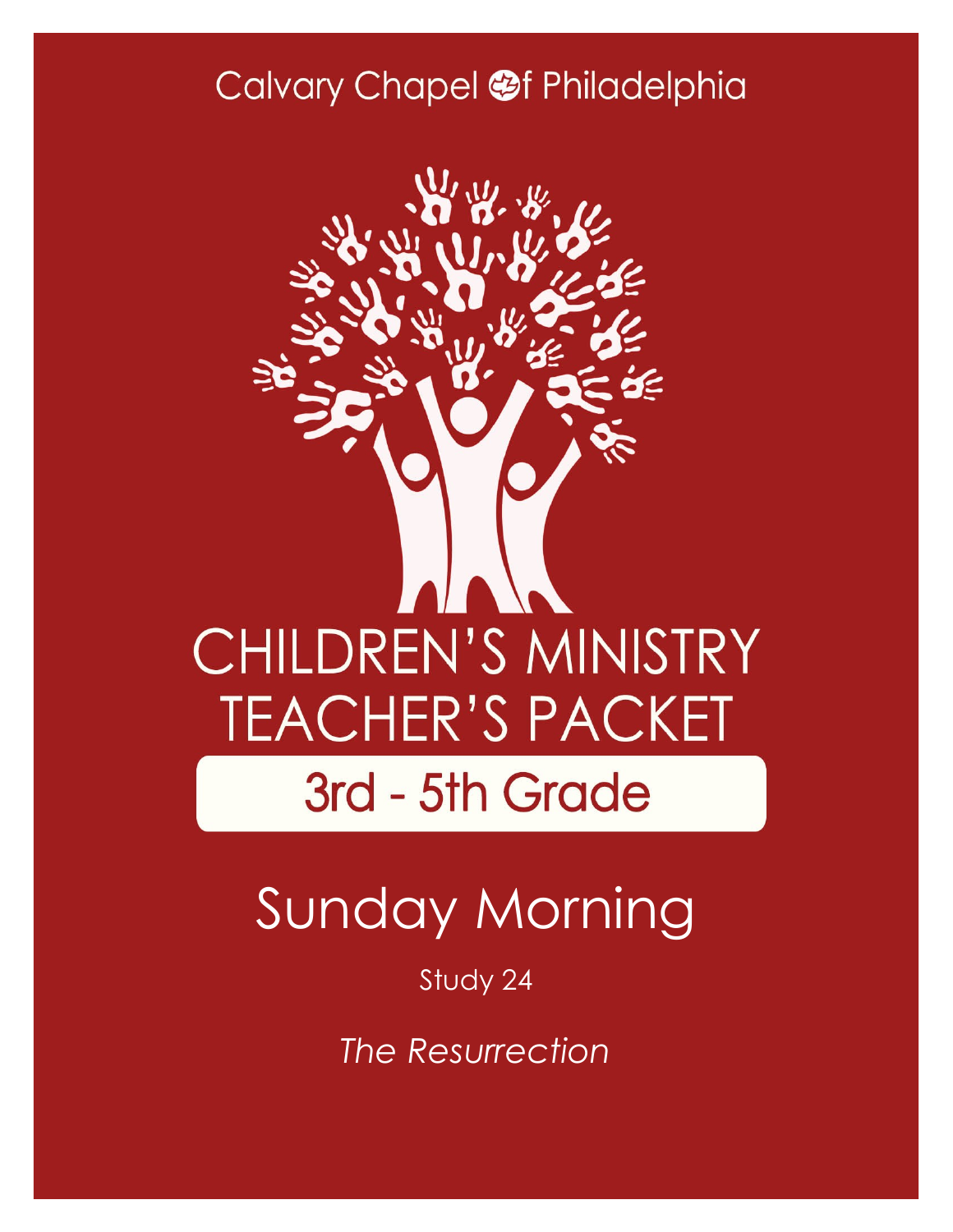Calvary Chapel of Philadelphia

# CHILDREN'S MINISTRY TEACHER'S PACKET

## 3rd - 5th Grade

# Sunday Morning

Study 24

*The Resurrection*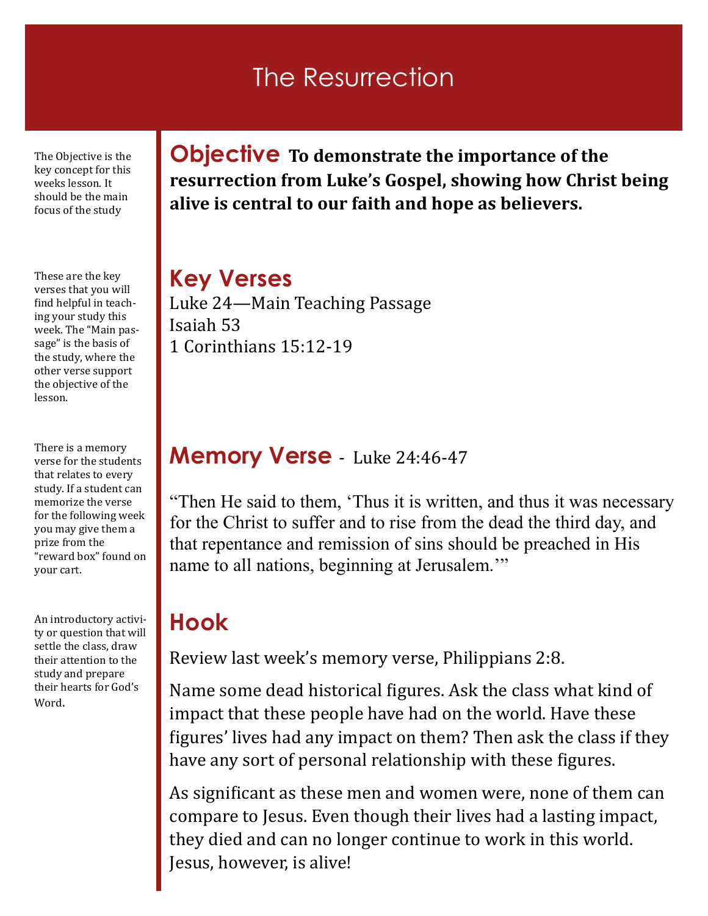# The Resurrection

The Objective is the key concept for this weeks lesson. It should be the main focus of the study

## Objective

**To demonstrate the importance of the resurrection from Luke's Gospel, showing how Christ being alive is central to our faith and hope as believers.**

These are the key verses that you will find helpful in teaching your study this week. The "Main passage" is the basis of the study, where the other verse support the objective of the lesson.

## Key Verses

Luke 24—Main Teaching Passage
Isaiah 53
1 Corinthians 15:12-19

There is a memory verse for the students that relates to every study. If a student can memorize the verse for the following week you may give them a prize from the "reward box" found on your cart.

## Memory Verse - Luke 24:46-47

"Then He said to them, 'Thus it is written, and thus it was necessary for the Christ to suffer and to rise from the dead the third day, and that repentance and remission of sins should be preached in His name to all nations, beginning at Jerusalem.'"

An introductory activity or question that will settle the class, draw their attention to the study and prepare their hearts for God's Word.

## Hook

Review last week's memory verse, Philippians 2:8.

Name some dead historical figures. Ask the class what kind of impact that these people have had on the world. Have these figures' lives had any impact on them? Then ask the class if they have any sort of personal relationship with these figures.

As significant as these men and women were, none of them can compare to Jesus. Even though their lives had a lasting impact, they died and can no longer continue to work in this world. Jesus, however, is alive!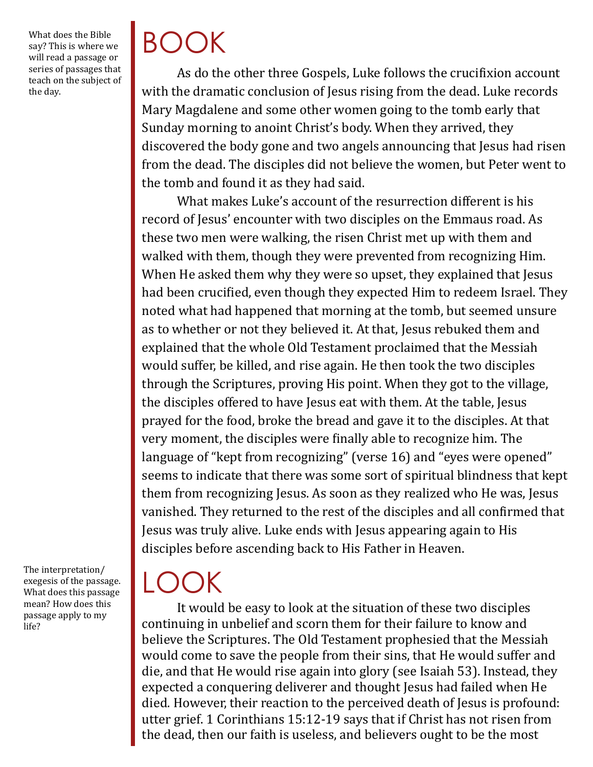What does the Bible say? This is where we will read a passage or series of passages that teach on the subject of the day.

# BOOK

As do the other three Gospels, Luke follows the crucifixion account with the dramatic conclusion of Jesus rising from the dead. Luke records Mary Magdalene and some other women going to the tomb early that Sunday morning to anoint Christ's body. When they arrived, they discovered the body gone and two angels announcing that Jesus had risen from the dead. The disciples did not believe the women, but Peter went to the tomb and found it as they had said.

What makes Luke's account of the resurrection different is his record of Jesus' encounter with two disciples on the Emmaus road. As these two men were walking, the risen Christ met up with them and walked with them, though they were prevented from recognizing Him. When He asked them why they were so upset, they explained that Jesus had been crucified, even though they expected Him to redeem Israel. They noted what had happened that morning at the tomb, but seemed unsure as to whether or not they believed it. At that, Jesus rebuked them and explained that the whole Old Testament proclaimed that the Messiah would suffer, be killed, and rise again. He then took the two disciples through the Scriptures, proving His point. When they got to the village, the disciples offered to have Jesus eat with them. At the table, Jesus prayed for the food, broke the bread and gave it to the disciples. At that very moment, the disciples were finally able to recognize him. The language of "kept from recognizing" (verse 16) and "eyes were opened" seems to indicate that there was some sort of spiritual blindness that kept them from recognizing Jesus. As soon as they realized who He was, Jesus vanished. They returned to the rest of the disciples and all confirmed that Jesus was truly alive. Luke ends with Jesus appearing again to His disciples before ascending back to His Father in Heaven.

The interpretation/exegesis of the passage. What does this passage mean? How does this passage apply to my life?

# LOOK

It would be easy to look at the situation of these two disciples continuing in unbelief and scorn them for their failure to know and believe the Scriptures. The Old Testament prophesied that the Messiah would come to save the people from their sins, that He would suffer and die, and that He would rise again into glory (see Isaiah 53). Instead, they expected a conquering deliverer and thought Jesus had failed when He died. However, their reaction to the perceived death of Jesus is profound: utter grief. 1 Corinthians 15:12-19 says that if Christ has not risen from the dead, then our faith is useless, and believers ought to be the most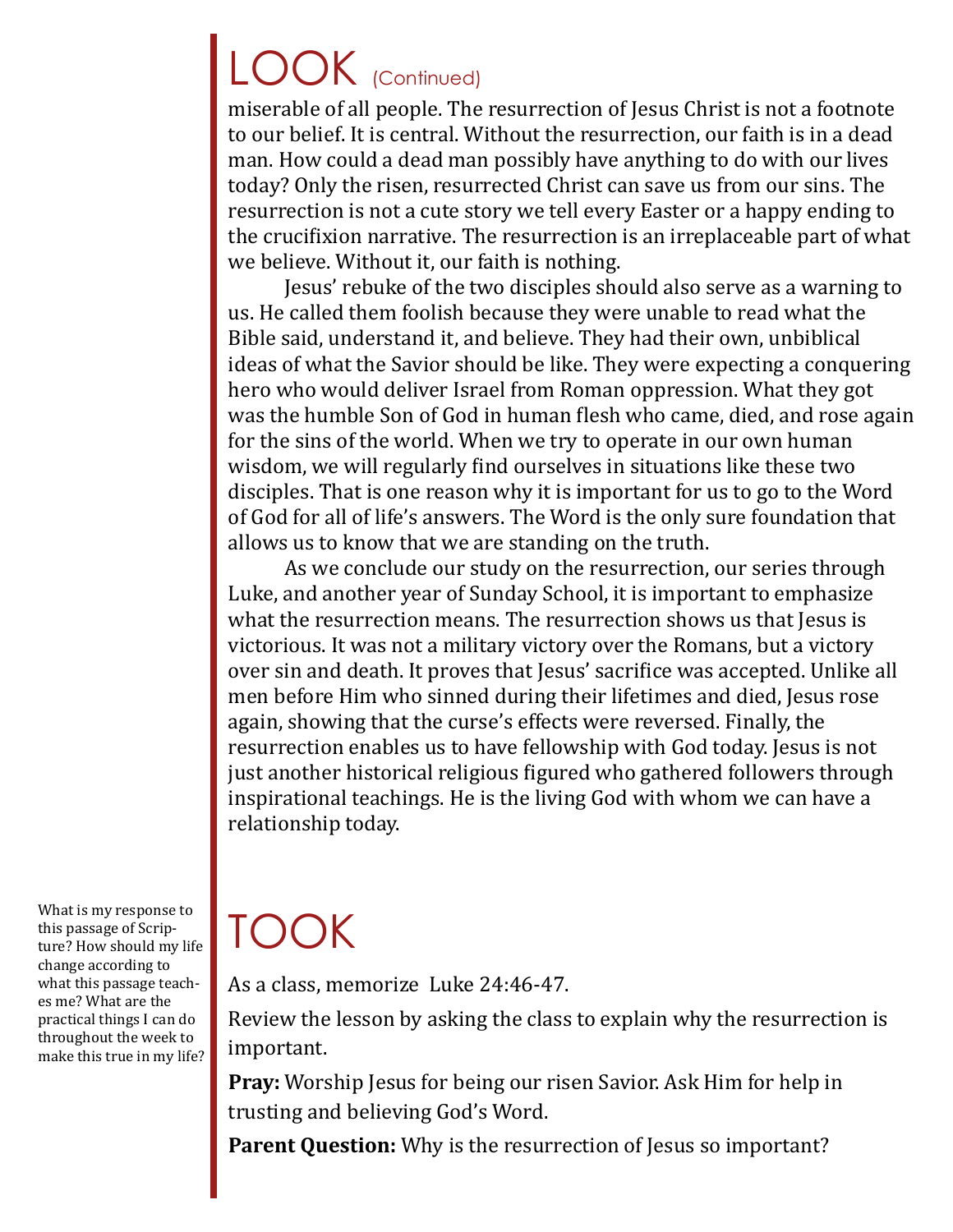## LOOK (Continued)

miserable of all people. The resurrection of Jesus Christ is not a footnote to our belief. It is central. Without the resurrection, our faith is in a dead man. How could a dead man possibly have anything to do with our lives today? Only the risen, resurrected Christ can save us from our sins. The resurrection is not a cute story we tell every Easter or a happy ending to the crucifixion narrative. The resurrection is an irreplaceable part of what we believe. Without it, our faith is nothing.

Jesus' rebuke of the two disciples should also serve as a warning to us. He called them foolish because they were unable to read what the Bible said, understand it, and believe. They had their own, unbiblical ideas of what the Savior should be like. They were expecting a conquering hero who would deliver Israel from Roman oppression. What they got was the humble Son of God in human flesh who came, died, and rose again for the sins of the world. When we try to operate in our own human wisdom, we will regularly find ourselves in situations like these two disciples. That is one reason why it is important for us to go to the Word of God for all of life's answers. The Word is the only sure foundation that allows us to know that we are standing on the truth.

As we conclude our study on the resurrection, our series through Luke, and another year of Sunday School, it is important to emphasize what the resurrection means. The resurrection shows us that Jesus is victorious. It was not a military victory over the Romans, but a victory over sin and death. It proves that Jesus' sacrifice was accepted. Unlike all men before Him who sinned during their lifetimes and died, Jesus rose again, showing that the curse's effects were reversed. Finally, the resurrection enables us to have fellowship with God today. Jesus is not just another historical religious figured who gathered followers through inspirational teachings. He is the living God with whom we can have a relationship today.

## TOOK

What is my response to this passage of Scripture? How should my life change according to what this passage teaches me? What are the practical things I can do throughout the week to make this true in my life?

As a class, memorize Luke 24:46-47.

Review the lesson by asking the class to explain why the resurrection is important.

**Pray:** Worship Jesus for being our risen Savior. Ask Him for help in trusting and believing God's Word.

**Parent Question:** Why is the resurrection of Jesus so important?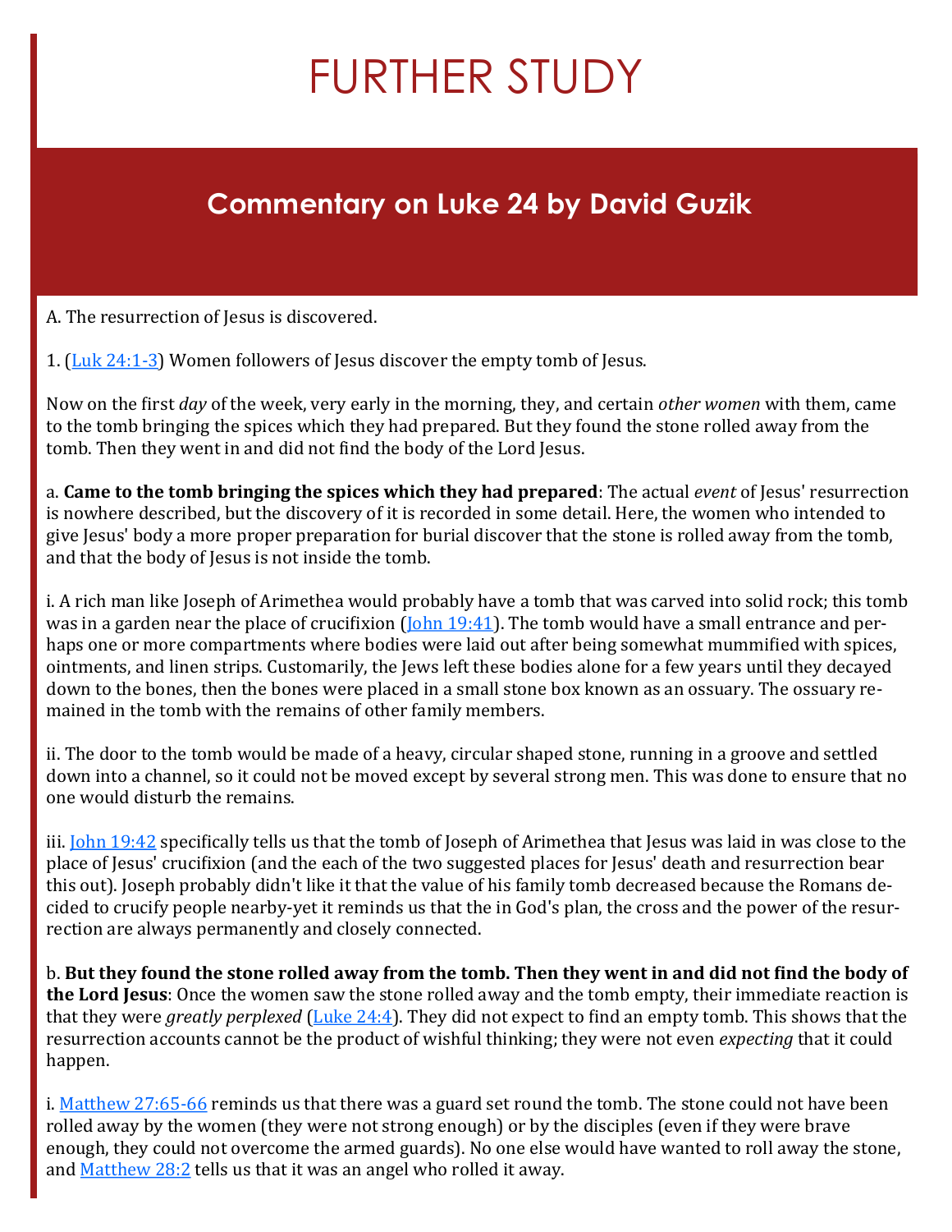# FURTHER STUDY

## Commentary on Luke 24 by David Guzik

A. The resurrection of Jesus is discovered.

1. (Luk 24:1-3) Women followers of Jesus discover the empty tomb of Jesus.

Now on the first *day* of the week, very early in the morning, they, and certain *other women* with them, came to the tomb bringing the spices which they had prepared. But they found the stone rolled away from the tomb. Then they went in and did not find the body of the Lord Jesus.

a. **Came to the tomb bringing the spices which they had prepared**: The actual *event* of Jesus' resurrection is nowhere described, but the discovery of it is recorded in some detail. Here, the women who intended to give Jesus' body a more proper preparation for burial discover that the stone is rolled away from the tomb, and that the body of Jesus is not inside the tomb.

i. A rich man like Joseph of Arimethea would probably have a tomb that was carved into solid rock; this tomb was in a garden near the place of crucifixion (John 19:41). The tomb would have a small entrance and perhaps one or more compartments where bodies were laid out after being somewhat mummified with spices, ointments, and linen strips. Customarily, the Jews left these bodies alone for a few years until they decayed down to the bones, then the bones were placed in a small stone box known as an ossuary. The ossuary remained in the tomb with the remains of other family members.

ii. The door to the tomb would be made of a heavy, circular shaped stone, running in a groove and settled down into a channel, so it could not be moved except by several strong men. This was done to ensure that no one would disturb the remains.

iii. John 19:42 specifically tells us that the tomb of Joseph of Arimethea that Jesus was laid in was close to the place of Jesus' crucifixion (and the each of the two suggested places for Jesus' death and resurrection bear this out). Joseph probably didn't like it that the value of his family tomb decreased because the Romans decided to crucify people nearby-yet it reminds us that the in God's plan, the cross and the power of the resurrection are always permanently and closely connected.

b. **But they found the stone rolled away from the tomb. Then they went in and did not find the body of the Lord Jesus**: Once the women saw the stone rolled away and the tomb empty, their immediate reaction is that they were *greatly perplexed* (Luke 24:4). They did not expect to find an empty tomb. This shows that the resurrection accounts cannot be the product of wishful thinking; they were not even *expecting* that it could happen.

i. Matthew 27:65-66 reminds us that there was a guard set round the tomb. The stone could not have been rolled away by the women (they were not strong enough) or by the disciples (even if they were brave enough, they could not overcome the armed guards). No one else would have wanted to roll away the stone, and Matthew 28:2 tells us that it was an angel who rolled it away.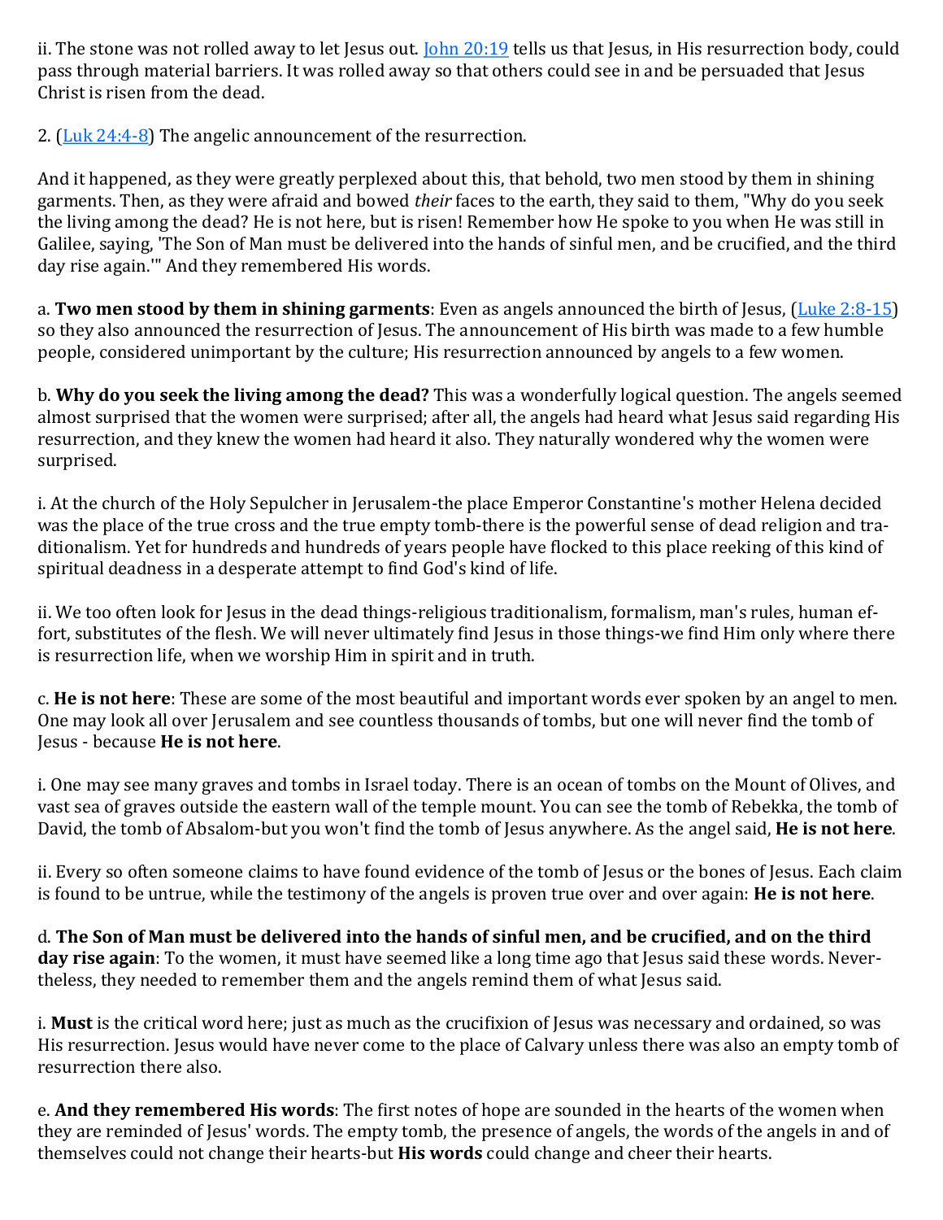ii. The stone was not rolled away to let Jesus out. [John 20:19](John 20:19) tells us that Jesus, in His resurrection body, could pass through material barriers. It was rolled away so that others could see in and be persuaded that Jesus Christ is risen from the dead.

2. ([Luk 24:4-8](Luk 24:4-8)) The angelic announcement of the resurrection.

And it happened, as they were greatly perplexed about this, that behold, two men stood by them in shining garments. Then, as they were afraid and bowed *their* faces to the earth, they said to them, "Why do you seek the living among the dead? He is not here, but is risen! Remember how He spoke to you when He was still in Galilee, saying, 'The Son of Man must be delivered into the hands of sinful men, and be crucified, and the third day rise again.'" And they remembered His words.

a. **Two men stood by them in shining garments**: Even as angels announced the birth of Jesus, ([Luke 2:8-15](Luke 2:8-15)) so they also announced the resurrection of Jesus. The announcement of His birth was made to a few humble people, considered unimportant by the culture; His resurrection announced by angels to a few women.

b. **Why do you seek the living among the dead?** This was a wonderfully logical question. The angels seemed almost surprised that the women were surprised; after all, the angels had heard what Jesus said regarding His resurrection, and they knew the women had heard it also. They naturally wondered why the women were surprised.

i. At the church of the Holy Sepulcher in Jerusalem-the place Emperor Constantine's mother Helena decided was the place of the true cross and the true empty tomb-there is the powerful sense of dead religion and traditionalism. Yet for hundreds and hundreds of years people have flocked to this place reeking of this kind of spiritual deadness in a desperate attempt to find God's kind of life.

ii. We too often look for Jesus in the dead things-religious traditionalism, formalism, man's rules, human effort, substitutes of the flesh. We will never ultimately find Jesus in those things-we find Him only where there is resurrection life, when we worship Him in spirit and in truth.

c. **He is not here**: These are some of the most beautiful and important words ever spoken by an angel to men. One may look all over Jerusalem and see countless thousands of tombs, but one will never find the tomb of Jesus - because **He is not here**.

i. One may see many graves and tombs in Israel today. There is an ocean of tombs on the Mount of Olives, and vast sea of graves outside the eastern wall of the temple mount. You can see the tomb of Rebekka, the tomb of David, the tomb of Absalom-but you won't find the tomb of Jesus anywhere. As the angel said, **He is not here**.

ii. Every so often someone claims to have found evidence of the tomb of Jesus or the bones of Jesus. Each claim is found to be untrue, while the testimony of the angels is proven true over and over again: **He is not here**.

d. **The Son of Man must be delivered into the hands of sinful men, and be crucified, and on the third day rise again**: To the women, it must have seemed like a long time ago that Jesus said these words. Nevertheless, they needed to remember them and the angels remind them of what Jesus said.

i. **Must** is the critical word here; just as much as the crucifixion of Jesus was necessary and ordained, so was His resurrection. Jesus would have never come to the place of Calvary unless there was also an empty tomb of resurrection there also.

e. **And they remembered His words**: The first notes of hope are sounded in the hearts of the women when they are reminded of Jesus' words. The empty tomb, the presence of angels, the words of the angels in and of themselves could not change their hearts-but **His words** could change and cheer their hearts.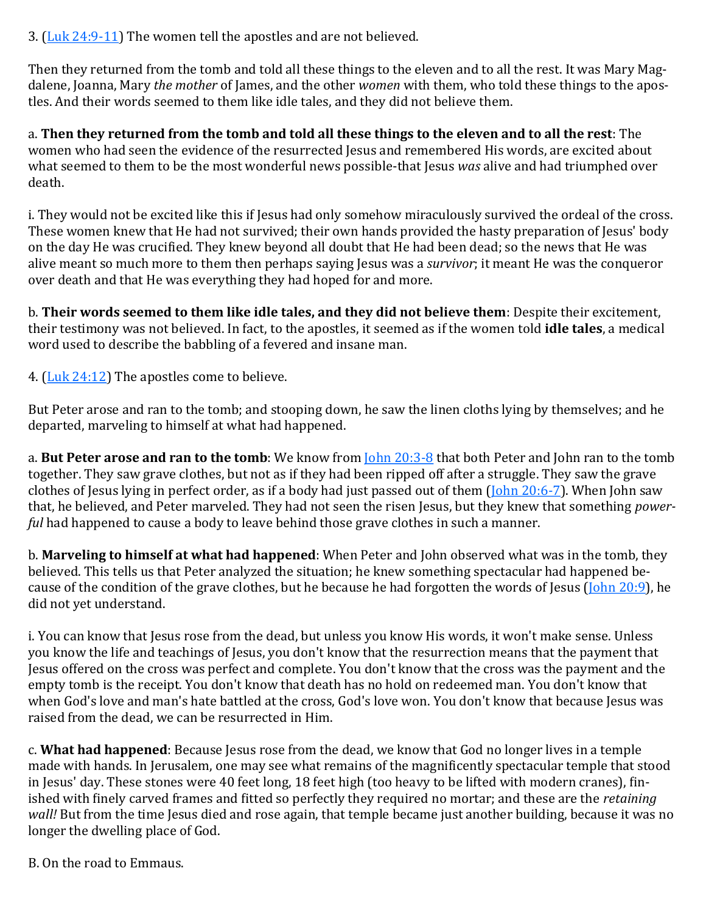3. ([Luk 24:9-11](#)) The women tell the apostles and are not believed.

Then they returned from the tomb and told all these things to the eleven and to all the rest. It was Mary Magdalene, Joanna, Mary *the mother* of James, and the other *women* with them, who told these things to the apostles. And their words seemed to them like idle tales, and they did not believe them.

a. **Then they returned from the tomb and told all these things to the eleven and to all the rest**: The women who had seen the evidence of the resurrected Jesus and remembered His words, are excited about what seemed to them to be the most wonderful news possible-that Jesus *was* alive and had triumphed over death.

i. They would not be excited like this if Jesus had only somehow miraculously survived the ordeal of the cross. These women knew that He had not survived; their own hands provided the hasty preparation of Jesus' body on the day He was crucified. They knew beyond all doubt that He had been dead; so the news that He was alive meant so much more to them then perhaps saying Jesus was a *survivor*; it meant He was the conqueror over death and that He was everything they had hoped for and more.

b. **Their words seemed to them like idle tales, and they did not believe them**: Despite their excitement, their testimony was not believed. In fact, to the apostles, it seemed as if the women told **idle tales**, a medical word used to describe the babbling of a fevered and insane man.

4. ([Luk 24:12](#)) The apostles come to believe.

But Peter arose and ran to the tomb; and stooping down, he saw the linen cloths lying by themselves; and he departed, marveling to himself at what had happened.

a. **But Peter arose and ran to the tomb**: We know from [John 20:3-8](#) that both Peter and John ran to the tomb together. They saw grave clothes, but not as if they had been ripped off after a struggle. They saw the grave clothes of Jesus lying in perfect order, as if a body had just passed out of them ([John 20:6-7](#)). When John saw that, he believed, and Peter marveled. They had not seen the risen Jesus, but they knew that something *powerful* had happened to cause a body to leave behind those grave clothes in such a manner.

b. **Marveling to himself at what had happened**: When Peter and John observed what was in the tomb, they believed. This tells us that Peter analyzed the situation; he knew something spectacular had happened because of the condition of the grave clothes, but he because he had forgotten the words of Jesus ([John 20:9](#)), he did not yet understand.

i. You can know that Jesus rose from the dead, but unless you know His words, it won't make sense. Unless you know the life and teachings of Jesus, you don't know that the resurrection means that the payment that Jesus offered on the cross was perfect and complete. You don't know that the cross was the payment and the empty tomb is the receipt. You don't know that death has no hold on redeemed man. You don't know that when God's love and man's hate battled at the cross, God's love won. You don't know that because Jesus was raised from the dead, we can be resurrected in Him.

c. **What had happened**: Because Jesus rose from the dead, we know that God no longer lives in a temple made with hands. In Jerusalem, one may see what remains of the magnificently spectacular temple that stood in Jesus' day. These stones were 40 feet long, 18 feet high (too heavy to be lifted with modern cranes), finished with finely carved frames and fitted so perfectly they required no mortar; and these are the *retaining wall!* But from the time Jesus died and rose again, that temple became just another building, because it was no longer the dwelling place of God.

B. On the road to Emmaus.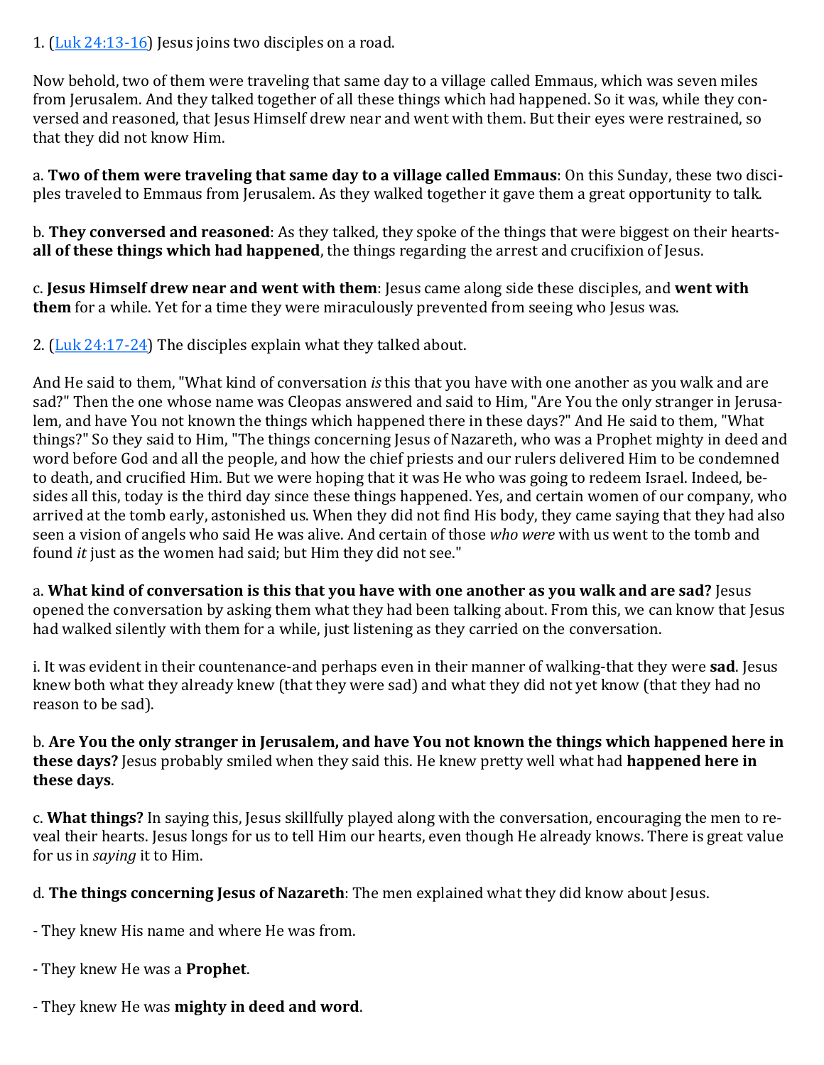1. ([Luk 24:13-16]) Jesus joins two disciples on a road.

Now behold, two of them were traveling that same day to a village called Emmaus, which was seven miles from Jerusalem. And they talked together of all these things which had happened. So it was, while they conversed and reasoned, that Jesus Himself drew near and went with them. But their eyes were restrained, so that they did not know Him.

a. **Two of them were traveling that same day to a village called Emmaus**: On this Sunday, these two disciples traveled to Emmaus from Jerusalem. As they walked together it gave them a great opportunity to talk.

b. **They conversed and reasoned**: As they talked, they spoke of the things that were biggest on their hearts-**all of these things which had happened**, the things regarding the arrest and crucifixion of Jesus.

c. **Jesus Himself drew near and went with them**: Jesus came along side these disciples, and **went with them** for a while. Yet for a time they were miraculously prevented from seeing who Jesus was.

2. ([Luk 24:17-24]) The disciples explain what they talked about.

And He said to them, "What kind of conversation *is* this that you have with one another as you walk and are sad?" Then the one whose name was Cleopas answered and said to Him, "Are You the only stranger in Jerusalem, and have You not known the things which happened there in these days?" And He said to them, "What things?" So they said to Him, "The things concerning Jesus of Nazareth, who was a Prophet mighty in deed and word before God and all the people, and how the chief priests and our rulers delivered Him to be condemned to death, and crucified Him. But we were hoping that it was He who was going to redeem Israel. Indeed, besides all this, today is the third day since these things happened. Yes, and certain women of our company, who arrived at the tomb early, astonished us. When they did not find His body, they came saying that they had also seen a vision of angels who said He was alive. And certain of those *who were* with us went to the tomb and found *it* just as the women had said; but Him they did not see."

a. **What kind of conversation is this that you have with one another as you walk and are sad?** Jesus opened the conversation by asking them what they had been talking about. From this, we can know that Jesus had walked silently with them for a while, just listening as they carried on the conversation.

i. It was evident in their countenance-and perhaps even in their manner of walking-that they were **sad**. Jesus knew both what they already knew (that they were sad) and what they did not yet know (that they had no reason to be sad).

b. **Are You the only stranger in Jerusalem, and have You not known the things which happened here in these days?** Jesus probably smiled when they said this. He knew pretty well what had **happened here in these days**.

c. **What things?** In saying this, Jesus skillfully played along with the conversation, encouraging the men to reveal their hearts. Jesus longs for us to tell Him our hearts, even though He already knows. There is great value for us in *saying* it to Him.

d. **The things concerning Jesus of Nazareth**: The men explained what they did know about Jesus.

- They knew His name and where He was from.

- They knew He was a **Prophet**.

- They knew He was **mighty in deed and word**.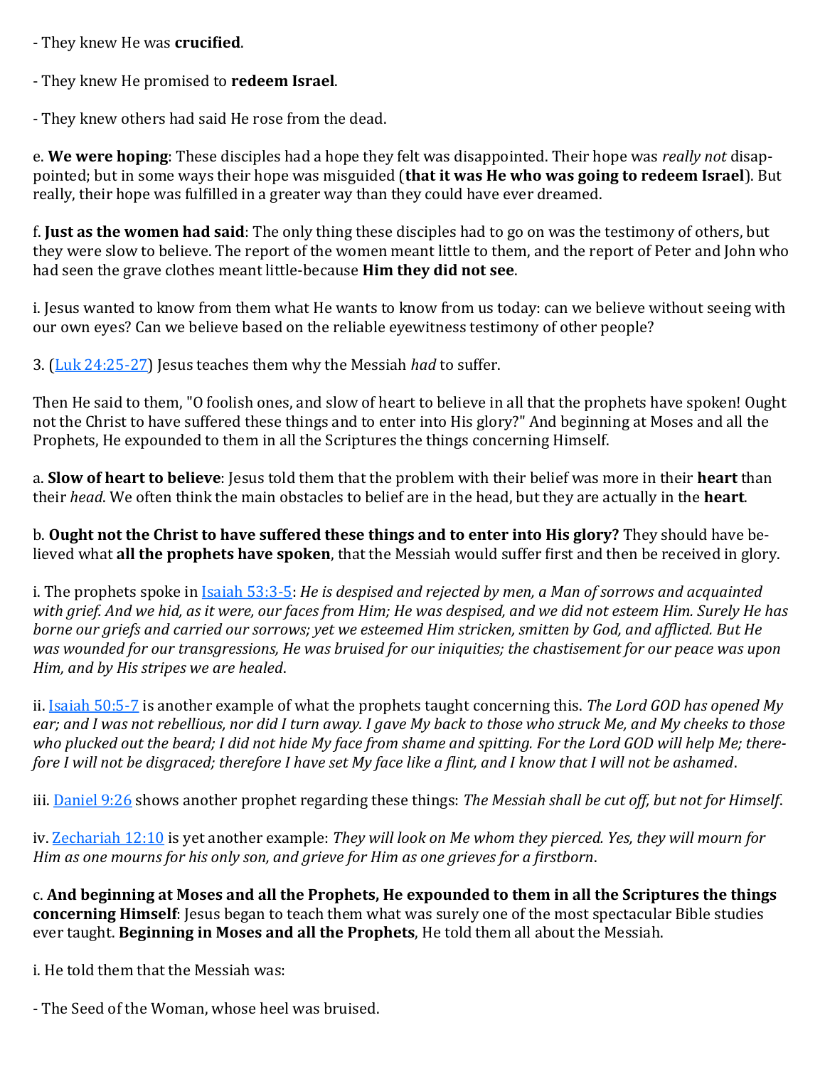- They knew He was **crucified**.

- They knew He promised to **redeem Israel**.

- They knew others had said He rose from the dead.

e. **We were hoping**: These disciples had a hope they felt was disappointed. Their hope was *really not* disappointed; but in some ways their hope was misguided (**that it was He who was going to redeem Israel**). But really, their hope was fulfilled in a greater way than they could have ever dreamed.

f. **Just as the women had said**: The only thing these disciples had to go on was the testimony of others, but they were slow to believe. The report of the women meant little to them, and the report of Peter and John who had seen the grave clothes meant little-because **Him they did not see**.

i. Jesus wanted to know from them what He wants to know from us today: can we believe without seeing with our own eyes? Can we believe based on the reliable eyewitness testimony of other people?

3. (Luk 24:25-27) Jesus teaches them why the Messiah *had* to suffer.

Then He said to them, "O foolish ones, and slow of heart to believe in all that the prophets have spoken! Ought not the Christ to have suffered these things and to enter into His glory?" And beginning at Moses and all the Prophets, He expounded to them in all the Scriptures the things concerning Himself.

a. **Slow of heart to believe**: Jesus told them that the problem with their belief was more in their **heart** than their *head*. We often think the main obstacles to belief are in the head, but they are actually in the **heart**.

b. **Ought not the Christ to have suffered these things and to enter into His glory?** They should have believed what **all the prophets have spoken**, that the Messiah would suffer first and then be received in glory.

i. The prophets spoke in Isaiah 53:3-5: *He is despised and rejected by men, a Man of sorrows and acquainted with grief. And we hid, as it were, our faces from Him; He was despised, and we did not esteem Him. Surely He has borne our griefs and carried our sorrows; yet we esteemed Him stricken, smitten by God, and afflicted. But He was wounded for our transgressions, He was bruised for our iniquities; the chastisement for our peace was upon Him, and by His stripes we are healed*.

ii. Isaiah 50:5-7 is another example of what the prophets taught concerning this. *The Lord GOD has opened My ear; and I was not rebellious, nor did I turn away. I gave My back to those who struck Me, and My cheeks to those who plucked out the beard; I did not hide My face from shame and spitting. For the Lord GOD will help Me; therefore I will not be disgraced; therefore I have set My face like a flint, and I know that I will not be ashamed*.

iii. Daniel 9:26 shows another prophet regarding these things: *The Messiah shall be cut off, but not for Himself*.

iv. Zechariah 12:10 is yet another example: *They will look on Me whom they pierced. Yes, they will mourn for Him as one mourns for his only son, and grieve for Him as one grieves for a firstborn*.

c. **And beginning at Moses and all the Prophets, He expounded to them in all the Scriptures the things concerning Himself**: Jesus began to teach them what was surely one of the most spectacular Bible studies ever taught. **Beginning in Moses and all the Prophets**, He told them all about the Messiah.

i. He told them that the Messiah was:

- The Seed of the Woman, whose heel was bruised.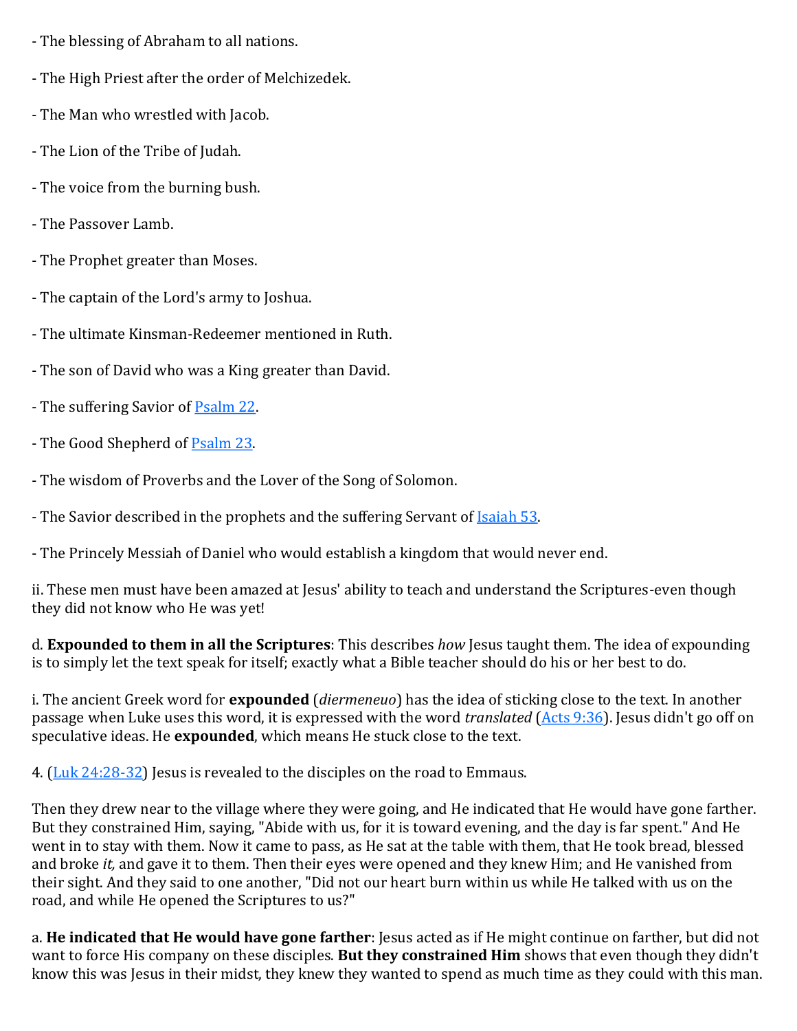- The blessing of Abraham to all nations.

- The High Priest after the order of Melchizedek.

- The Man who wrestled with Jacob.

- The Lion of the Tribe of Judah.

- The voice from the burning bush.

- The Passover Lamb.

- The Prophet greater than Moses.

- The captain of the Lord's army to Joshua.

- The ultimate Kinsman-Redeemer mentioned in Ruth.

- The son of David who was a King greater than David.

- The suffering Savior of Psalm 22.

- The Good Shepherd of Psalm 23.

- The wisdom of Proverbs and the Lover of the Song of Solomon.

- The Savior described in the prophets and the suffering Servant of Isaiah 53.

- The Princely Messiah of Daniel who would establish a kingdom that would never end.

ii. These men must have been amazed at Jesus' ability to teach and understand the Scriptures-even though they did not know who He was yet!

d. **Expounded to them in all the Scriptures**: This describes *how* Jesus taught them. The idea of expounding is to simply let the text speak for itself; exactly what a Bible teacher should do his or her best to do.

i. The ancient Greek word for **expounded** (*diermeneuo*) has the idea of sticking close to the text. In another passage when Luke uses this word, it is expressed with the word *translated* (Acts 9:36). Jesus didn't go off on speculative ideas. He **expounded**, which means He stuck close to the text.

4. (Luk 24:28-32) Jesus is revealed to the disciples on the road to Emmaus.

Then they drew near to the village where they were going, and He indicated that He would have gone farther. But they constrained Him, saying, "Abide with us, for it is toward evening, and the day is far spent." And He went in to stay with them. Now it came to pass, as He sat at the table with them, that He took bread, blessed and broke *it,* and gave it to them. Then their eyes were opened and they knew Him; and He vanished from their sight. And they said to one another, "Did not our heart burn within us while He talked with us on the road, and while He opened the Scriptures to us?"

a. **He indicated that He would have gone farther**: Jesus acted as if He might continue on farther, but did not want to force His company on these disciples. **But they constrained Him** shows that even though they didn't know this was Jesus in their midst, they knew they wanted to spend as much time as they could with this man.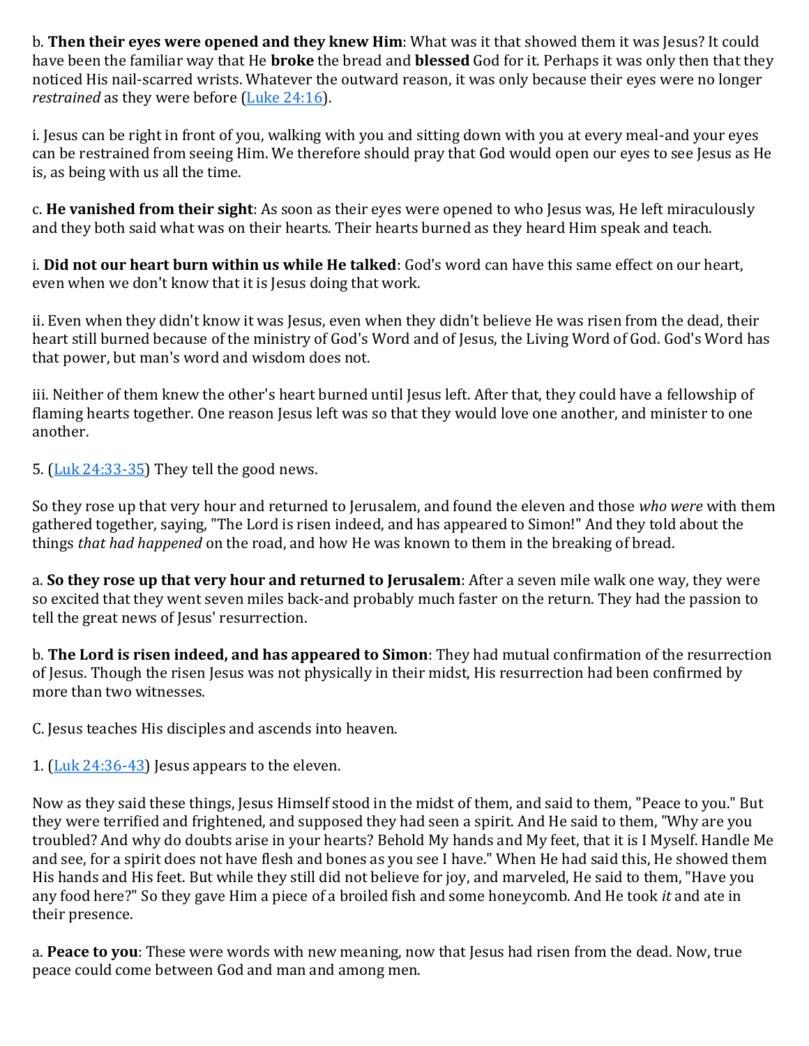b. **Then their eyes were opened and they knew Him**: What was it that showed them it was Jesus? It could have been the familiar way that He **broke** the bread and **blessed** God for it. Perhaps it was only then that they noticed His nail-scarred wrists. Whatever the outward reason, it was only because their eyes were no longer *restrained* as they were before (Luke 24:16).

i. Jesus can be right in front of you, walking with you and sitting down with you at every meal-and your eyes can be restrained from seeing Him. We therefore should pray that God would open our eyes to see Jesus as He is, as being with us all the time.

c. **He vanished from their sight**: As soon as their eyes were opened to who Jesus was, He left miraculously and they both said what was on their hearts. Their hearts burned as they heard Him speak and teach.

i. **Did not our heart burn within us while He talked**: God's word can have this same effect on our heart, even when we don't know that it is Jesus doing that work.

ii. Even when they didn't know it was Jesus, even when they didn't believe He was risen from the dead, their heart still burned because of the ministry of God's Word and of Jesus, the Living Word of God. God's Word has that power, but man's word and wisdom does not.

iii. Neither of them knew the other's heart burned until Jesus left. After that, they could have a fellowship of flaming hearts together. One reason Jesus left was so that they would love one another, and minister to one another.

5. (Luk 24:33-35) They tell the good news.

So they rose up that very hour and returned to Jerusalem, and found the eleven and those *who were* with them gathered together, saying, "The Lord is risen indeed, and has appeared to Simon!" And they told about the things *that had happened* on the road, and how He was known to them in the breaking of bread.

a. **So they rose up that very hour and returned to Jerusalem**: After a seven mile walk one way, they were so excited that they went seven miles back-and probably much faster on the return. They had the passion to tell the great news of Jesus' resurrection.

b. **The Lord is risen indeed, and has appeared to Simon**: They had mutual confirmation of the resurrection of Jesus. Though the risen Jesus was not physically in their midst, His resurrection had been confirmed by more than two witnesses.

C. Jesus teaches His disciples and ascends into heaven.

1. (Luk 24:36-43) Jesus appears to the eleven.

Now as they said these things, Jesus Himself stood in the midst of them, and said to them, "Peace to you." But they were terrified and frightened, and supposed they had seen a spirit. And He said to them, "Why are you troubled? And why do doubts arise in your hearts? Behold My hands and My feet, that it is I Myself. Handle Me and see, for a spirit does not have flesh and bones as you see I have." When He had said this, He showed them His hands and His feet. But while they still did not believe for joy, and marveled, He said to them, "Have you any food here?" So they gave Him a piece of a broiled fish and some honeycomb. And He took *it* and ate in their presence.

a. **Peace to you**: These were words with new meaning, now that Jesus had risen from the dead. Now, true peace could come between God and man and among men.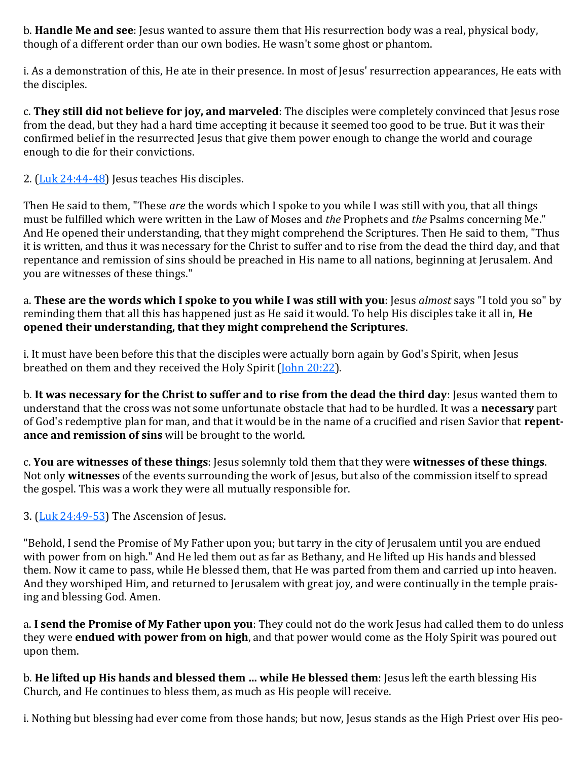b. **Handle Me and see**: Jesus wanted to assure them that His resurrection body was a real, physical body, though of a different order than our own bodies. He wasn't some ghost or phantom.

i. As a demonstration of this, He ate in their presence. In most of Jesus' resurrection appearances, He eats with the disciples.

c. **They still did not believe for joy, and marveled**: The disciples were completely convinced that Jesus rose from the dead, but they had a hard time accepting it because it seemed too good to be true. But it was their confirmed belief in the resurrected Jesus that give them power enough to change the world and courage enough to die for their convictions.

2. ([Luk 24:44-48]) Jesus teaches His disciples.

Then He said to them, "These *are* the words which I spoke to you while I was still with you, that all things must be fulfilled which were written in the Law of Moses and *the* Prophets and *the* Psalms concerning Me." And He opened their understanding, that they might comprehend the Scriptures. Then He said to them, "Thus it is written, and thus it was necessary for the Christ to suffer and to rise from the dead the third day, and that repentance and remission of sins should be preached in His name to all nations, beginning at Jerusalem. And you are witnesses of these things."

a. **These are the words which I spoke to you while I was still with you**: Jesus *almost* says "I told you so" by reminding them that all this has happened just as He said it would. To help His disciples take it all in, **He opened their understanding, that they might comprehend the Scriptures**.

i. It must have been before this that the disciples were actually born again by God's Spirit, when Jesus breathed on them and they received the Holy Spirit ([John 20:22]).

b. **It was necessary for the Christ to suffer and to rise from the dead the third day**: Jesus wanted them to understand that the cross was not some unfortunate obstacle that had to be hurdled. It was a **necessary** part of God's redemptive plan for man, and that it would be in the name of a crucified and risen Savior that **repentance and remission of sins** will be brought to the world.

c. **You are witnesses of these things**: Jesus solemnly told them that they were **witnesses of these things**. Not only **witnesses** of the events surrounding the work of Jesus, but also of the commission itself to spread the gospel. This was a work they were all mutually responsible for.

3. ([Luk 24:49-53]) The Ascension of Jesus.

"Behold, I send the Promise of My Father upon you; but tarry in the city of Jerusalem until you are endued with power from on high." And He led them out as far as Bethany, and He lifted up His hands and blessed them. Now it came to pass, while He blessed them, that He was parted from them and carried up into heaven. And they worshiped Him, and returned to Jerusalem with great joy, and were continually in the temple praising and blessing God. Amen.

a. **I send the Promise of My Father upon you**: They could not do the work Jesus had called them to do unless they were **endued with power from on high**, and that power would come as the Holy Spirit was poured out upon them.

b. **He lifted up His hands and blessed them ... while He blessed them**: Jesus left the earth blessing His Church, and He continues to bless them, as much as His people will receive.

i. Nothing but blessing had ever come from those hands; but now, Jesus stands as the High Priest over His peo-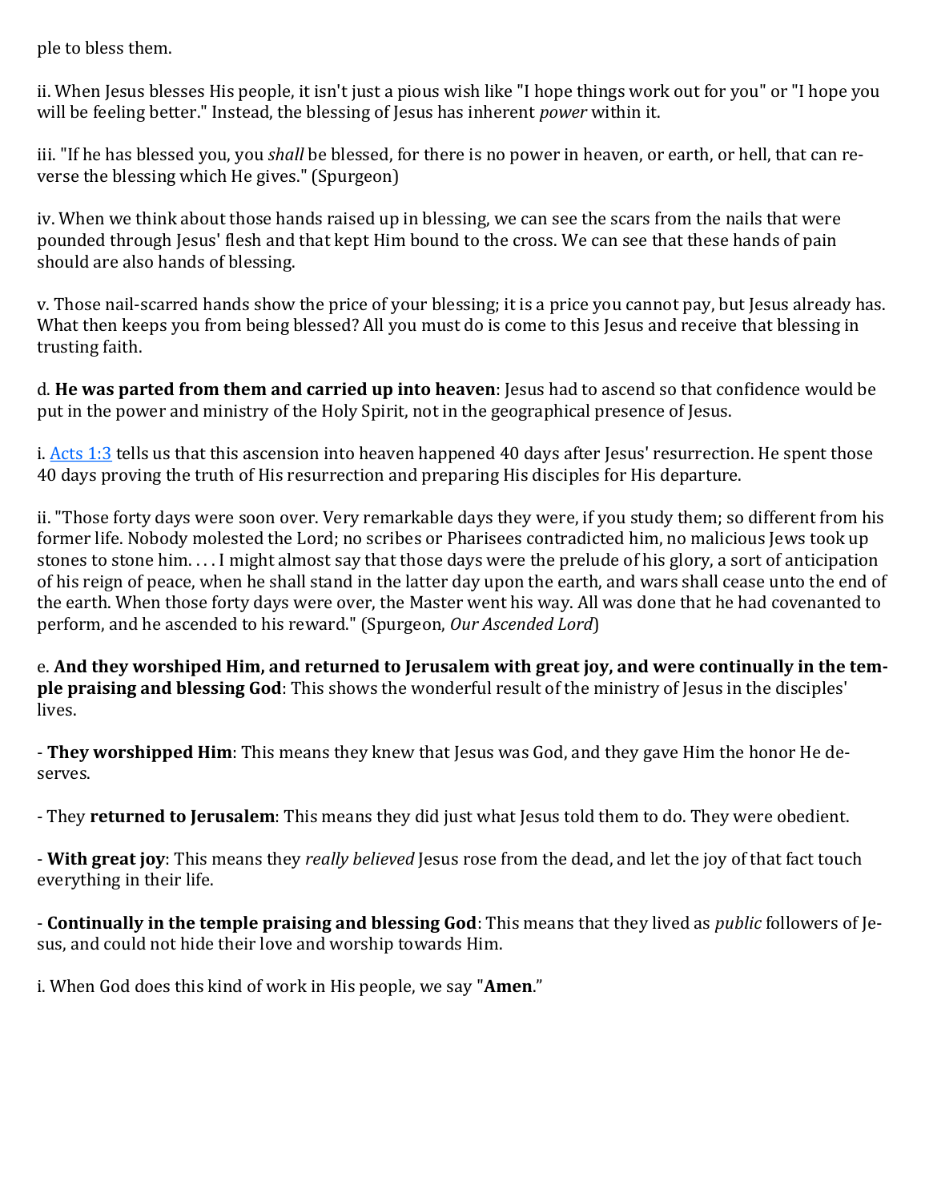ple to bless them.

ii. When Jesus blesses His people, it isn't just a pious wish like "I hope things work out for you" or "I hope you will be feeling better." Instead, the blessing of Jesus has inherent *power* within it.

iii. "If he has blessed you, you *shall* be blessed, for there is no power in heaven, or earth, or hell, that can reverse the blessing which He gives." (Spurgeon)

iv. When we think about those hands raised up in blessing, we can see the scars from the nails that were pounded through Jesus' flesh and that kept Him bound to the cross. We can see that these hands of pain should are also hands of blessing.

v. Those nail-scarred hands show the price of your blessing; it is a price you cannot pay, but Jesus already has. What then keeps you from being blessed? All you must do is come to this Jesus and receive that blessing in trusting faith.

d. **He was parted from them and carried up into heaven**: Jesus had to ascend so that confidence would be put in the power and ministry of the Holy Spirit, not in the geographical presence of Jesus.

i. Acts 1:3 tells us that this ascension into heaven happened 40 days after Jesus' resurrection. He spent those 40 days proving the truth of His resurrection and preparing His disciples for His departure.

ii. "Those forty days were soon over. Very remarkable days they were, if you study them; so different from his former life. Nobody molested the Lord; no scribes or Pharisees contradicted him, no malicious Jews took up stones to stone him. . . . I might almost say that those days were the prelude of his glory, a sort of anticipation of his reign of peace, when he shall stand in the latter day upon the earth, and wars shall cease unto the end of the earth. When those forty days were over, the Master went his way. All was done that he had covenanted to perform, and he ascended to his reward." (Spurgeon, *Our Ascended Lord*)

e. **And they worshiped Him, and returned to Jerusalem with great joy, and were continually in the temple praising and blessing God**: This shows the wonderful result of the ministry of Jesus in the disciples' lives.

- **They worshipped Him**: This means they knew that Jesus was God, and they gave Him the honor He deserves.

- They **returned to Jerusalem**: This means they did just what Jesus told them to do. They were obedient.

- **With great joy**: This means they *really believed* Jesus rose from the dead, and let the joy of that fact touch everything in their life.

- **Continually in the temple praising and blessing God**: This means that they lived as *public* followers of Jesus, and could not hide their love and worship towards Him.

i. When God does this kind of work in His people, we say "**Amen**."